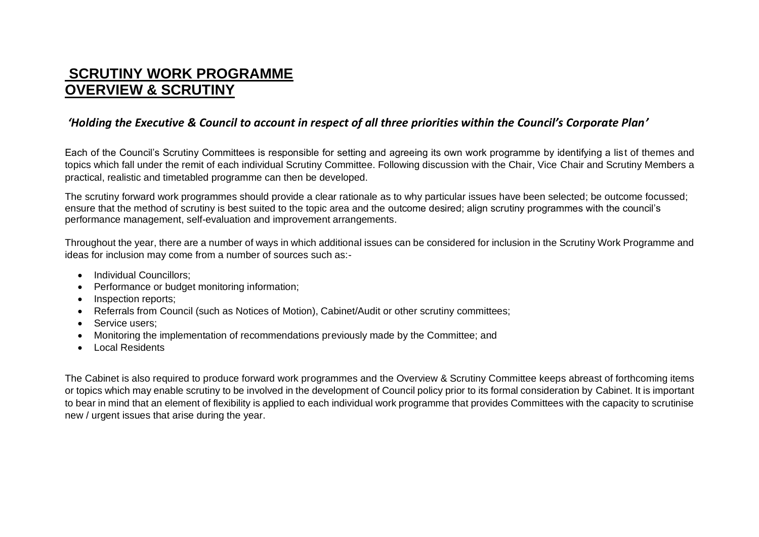# SCRUTINY WORK PROGRAMME
# OVERVIEW & SCRUTINY

***'Holding the Executive & Council to account in respect of all three priorities within the Council's Corporate Plan'***

Each of the Council's Scrutiny Committees is responsible for setting and agreeing its own work programme by identifying a list of themes and topics which fall under the remit of each individual Scrutiny Committee. Following discussion with the Chair, Vice Chair and Scrutiny Members a practical, realistic and timetabled programme can then be developed.

The scrutiny forward work programmes should provide a clear rationale as to why particular issues have been selected; be outcome focussed; ensure that the method of scrutiny is best suited to the topic area and the outcome desired; align scrutiny programmes with the council's performance management, self-evaluation and improvement arrangements.

Throughout the year, there are a number of ways in which additional issues can be considered for inclusion in the Scrutiny Work Programme and ideas for inclusion may come from a number of sources such as:-

- Individual Councillors;
- Performance or budget monitoring information;
- Inspection reports;
- Referrals from Council (such as Notices of Motion), Cabinet/Audit or other scrutiny committees;
- Service users;
- Monitoring the implementation of recommendations previously made by the Committee; and
- Local Residents

The Cabinet is also required to produce forward work programmes and the Overview & Scrutiny Committee keeps abreast of forthcoming items or topics which may enable scrutiny to be involved in the development of Council policy prior to its formal consideration by Cabinet. It is important to bear in mind that an element of flexibility is applied to each individual work programme that provides Committees with the capacity to scrutinise new / urgent issues that arise during the year.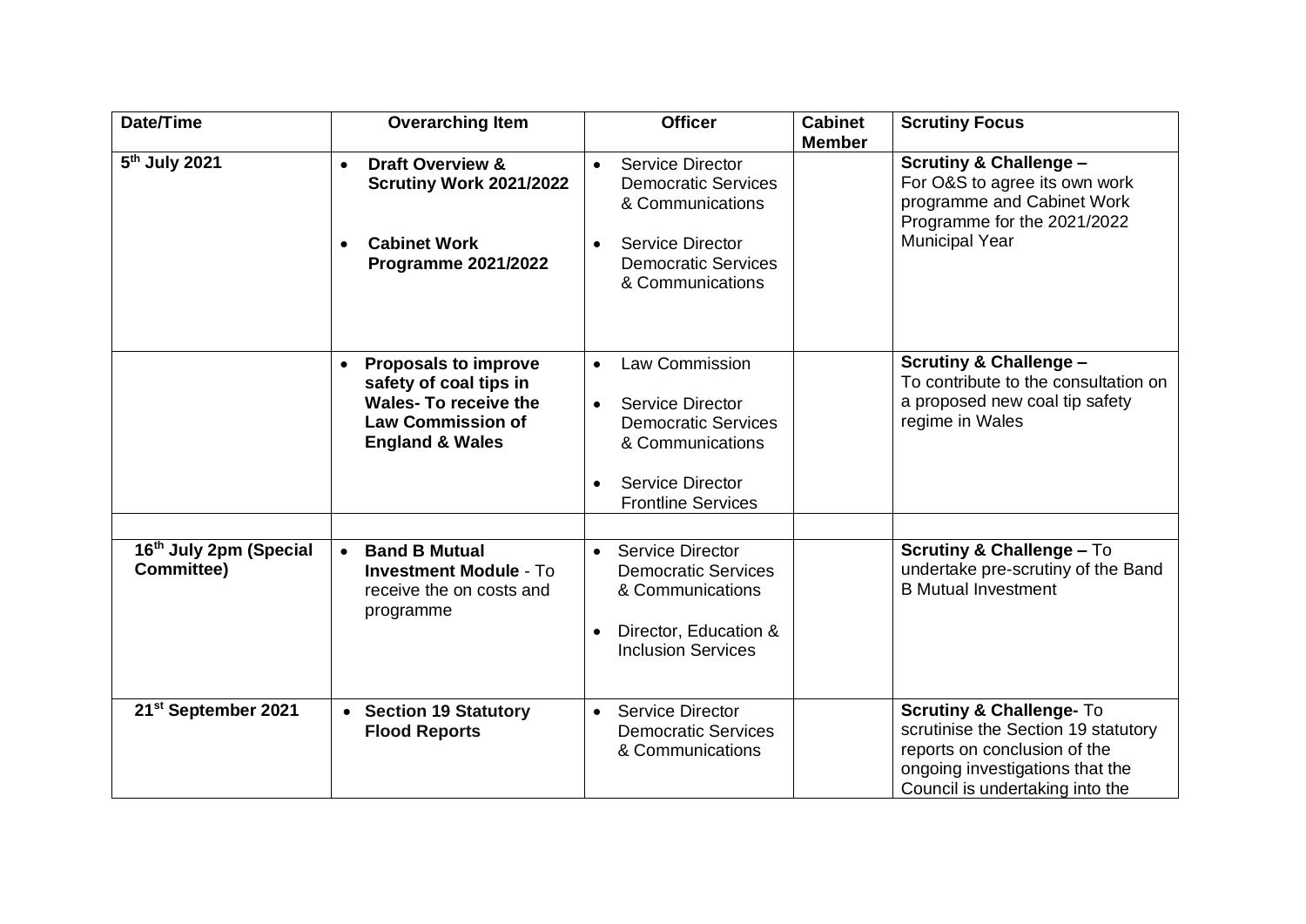| Date/Time | Overarching Item | Officer | Cabinet Member | Scrutiny Focus |
|---|---|---|---|---|
| 5th July 2021 | • **Draft Overview & Scrutiny Work 2021/2022**<br><br>• **Cabinet Work Programme 2021/2022** | • Service Director Democratic Services & Communications<br><br>• Service Director Democratic Services & Communications | | **Scrutiny & Challenge –** For O&S to agree its own work programme and Cabinet Work Programme for the 2021/2022 Municipal Year |
| | • **Proposals to improve safety of coal tips in Wales- To receive the Law Commission of England & Wales** | • Law Commission<br><br>• Service Director Democratic Services & Communications<br><br>• Service Director Frontline Services | | **Scrutiny & Challenge –** To contribute to the consultation on a proposed new coal tip safety regime in Wales |
| | | | | |
| 16th July 2pm (Special Committee) | • **Band B Mutual Investment Module** - To receive the on costs and programme | • Service Director Democratic Services & Communications<br><br>• Director, Education & Inclusion Services | | **Scrutiny & Challenge –** To undertake pre-scrutiny of the Band B Mutual Investment |
| 21st September 2021 | • **Section 19 Statutory Flood Reports** | • Service Director Democratic Services & Communications | | **Scrutiny & Challenge-** To scrutinise the Section 19 statutory reports on conclusion of the ongoing investigations that the Council is undertaking into the |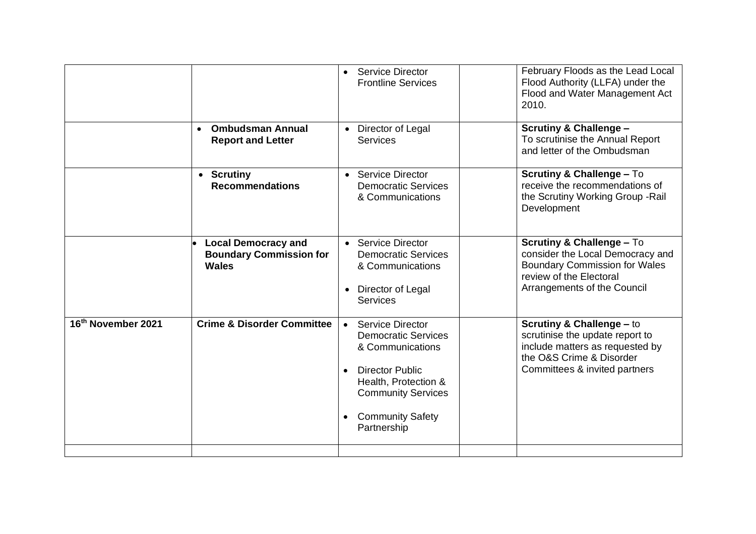| | | | | |
|---|---|---|---|---|
| | | • Service Director Frontline Services | | February Floods as the Lead Local Flood Authority (LLFA) under the Flood and Water Management Act 2010. |
| | • **Ombudsman Annual Report and Letter** | • Director of Legal Services | | **Scrutiny & Challenge –** To scrutinise the Annual Report and letter of the Ombudsman |
| | • **Scrutiny Recommendations** | • Service Director Democratic Services & Communications | | **Scrutiny & Challenge –** To receive the recommendations of the Scrutiny Working Group -Rail Development |
| | • **Local Democracy and Boundary Commission for Wales** | • Service Director Democratic Services & Communications<br>• Director of Legal Services | | **Scrutiny & Challenge –** To consider the Local Democracy and Boundary Commission for Wales review of the Electoral Arrangements of the Council |
| **16th November 2021** | **Crime & Disorder Committee** | • Service Director Democratic Services & Communications<br>• Director Public Health, Protection & Community Services<br>• Community Safety Partnership | | **Scrutiny & Challenge –** to scrutinise the update report to include matters as requested by the O&S Crime & Disorder Committees & invited partners |
| | | | | |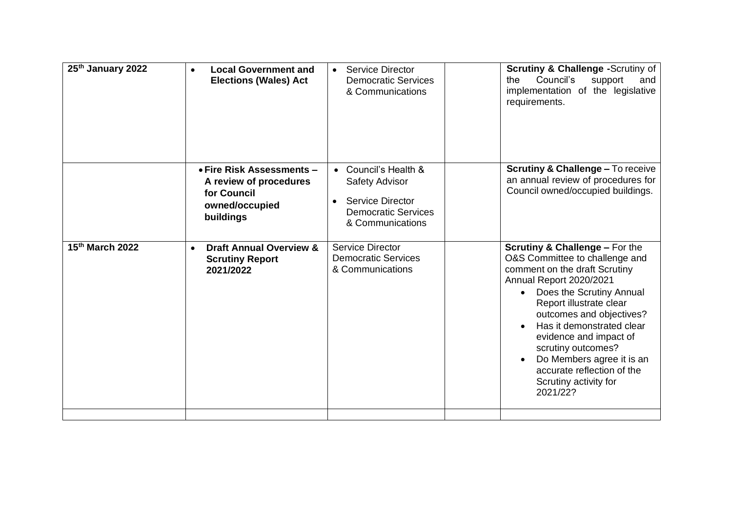| | | | | |
|---|---|---|---|---|
| 25th January 2022 | • **Local Government and Elections (Wales) Act** | • Service Director Democratic Services & Communications | | **Scrutiny & Challenge -**Scrutiny of the Council's support and implementation of the legislative requirements. |
| | • **Fire Risk Assessments – A review of procedures for Council owned/occupied buildings** | • Council's Health & Safety Advisor<br>• Service Director Democratic Services & Communications | | **Scrutiny & Challenge –** To receive an annual review of procedures for Council owned/occupied buildings. |
| 15th March 2022 | • **Draft Annual Overview & Scrutiny Report 2021/2022** | Service Director Democratic Services & Communications | | **Scrutiny & Challenge –** For the O&S Committee to challenge and comment on the draft Scrutiny Annual Report 2020/2021<br>• Does the Scrutiny Annual Report illustrate clear outcomes and objectives?<br>• Has it demonstrated clear evidence and impact of scrutiny outcomes?<br>• Do Members agree it is an accurate reflection of the Scrutiny activity for 2021/22? |
| | | | | |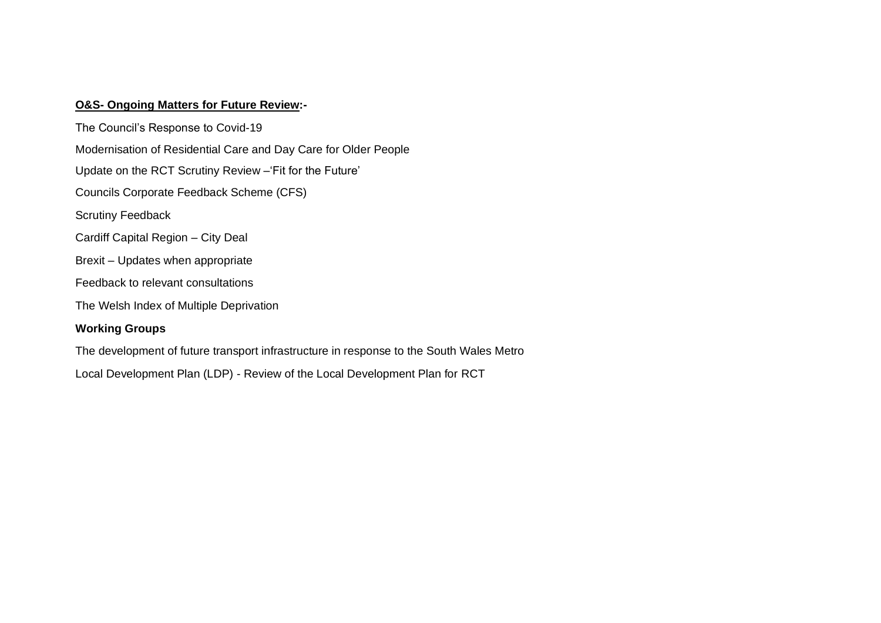**O&S- Ongoing Matters for Future Review:-**

The Council's Response to Covid-19

Modernisation of Residential Care and Day Care for Older People

Update on the RCT Scrutiny Review –'Fit for the Future'

Councils Corporate Feedback Scheme (CFS)

Scrutiny Feedback

Cardiff Capital Region – City Deal

Brexit – Updates when appropriate

Feedback to relevant consultations

The Welsh Index of Multiple Deprivation

**Working Groups**

The development of future transport infrastructure in response to the South Wales Metro

Local Development Plan (LDP) - Review of the Local Development Plan for RCT